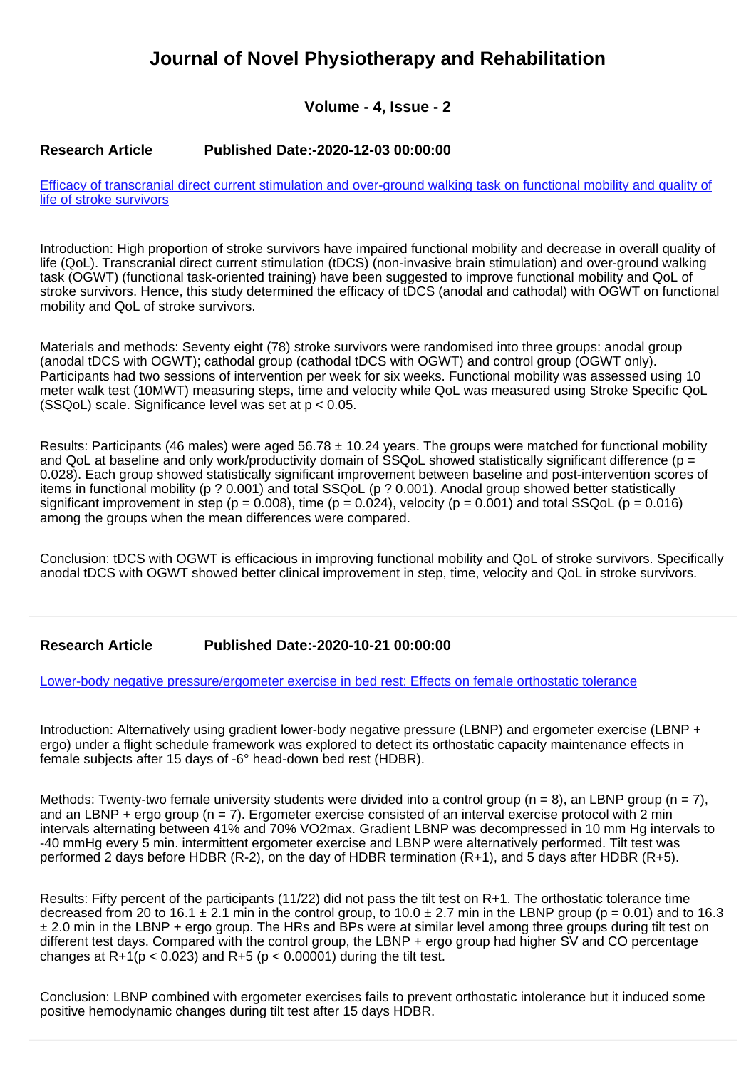# Journal of Novel Physiotherapy and Rehabilitation

### Volume - 4, Issue - 2

**Research Article** **Published Date:-2020-12-03 00:00:00**

[Efficacy of transcranial direct current stimulation and over-ground walking task on functional mobility and quality of life of stroke survivors]()

Introduction: High proportion of stroke survivors have impaired functional mobility and decrease in overall quality of life (QoL). Transcranial direct current stimulation (tDCS) (non-invasive brain stimulation) and over-ground walking task (OGWT) (functional task-oriented training) have been suggested to improve functional mobility and QoL of stroke survivors. Hence, this study determined the efficacy of tDCS (anodal and cathodal) with OGWT on functional mobility and QoL of stroke survivors.

Materials and methods: Seventy eight (78) stroke survivors were randomised into three groups: anodal group (anodal tDCS with OGWT); cathodal group (cathodal tDCS with OGWT) and control group (OGWT only). Participants had two sessions of intervention per week for six weeks. Functional mobility was assessed using 10 meter walk test (10MWT) measuring steps, time and velocity while QoL was measured using Stroke Specific QoL (SSQoL) scale. Significance level was set at $p < 0.05$.

Results: Participants (46 males) were aged 56.78 ± 10.24 years. The groups were matched for functional mobility and QoL at baseline and only work/productivity domain of SSQoL showed statistically significant difference ($p = 0.028$). Each group showed statistically significant improvement between baseline and post-intervention scores of items in functional mobility (p ? 0.001) and total SSQoL (p ? 0.001). Anodal group showed better statistically significant improvement in step ($p = 0.008$), time ($p = 0.024$), velocity ($p = 0.001$) and total SSQoL ($p = 0.016$) among the groups when the mean differences were compared.

Conclusion: tDCS with OGWT is efficacious in improving functional mobility and QoL of stroke survivors. Specifically anodal tDCS with OGWT showed better clinical improvement in step, time, velocity and QoL in stroke survivors.

---

**Research Article** **Published Date:-2020-10-21 00:00:00**

[Lower-body negative pressure/ergometer exercise in bed rest: Effects on female orthostatic tolerance]()

Introduction: Alternatively using gradient lower-body negative pressure (LBNP) and ergometer exercise (LBNP + ergo) under a flight schedule framework was explored to detect its orthostatic capacity maintenance effects in female subjects after 15 days of -6° head-down bed rest (HDBR).

Methods: Twenty-two female university students were divided into a control group ($n = 8$), an LBNP group ($n = 7$), and an LBNP + ergo group ($n = 7$). Ergometer exercise consisted of an interval exercise protocol with 2 min intervals alternating between 41% and 70% $VO_2max$. Gradient LBNP was decompressed in 10 mm Hg intervals to -40 mmHg every 5 min. intermittent ergometer exercise and LBNP were alternatively performed. Tilt test was performed 2 days before HDBR (R-2), on the day of HDBR termination (R+1), and 5 days after HDBR (R+5).

Results: Fifty percent of the participants (11/22) did not pass the tilt test on R+1. The orthostatic tolerance time decreased from 20 to 16.1 ± 2.1 min in the control group, to 10.0 ± 2.7 min in the LBNP group ($p = 0.01$) and to 16.3 ± 2.0 min in the LBNP + ergo group. The HRs and BPs were at similar level among three groups during tilt test on different test days. Compared with the control group, the LBNP + ergo group had higher SV and CO percentage changes at R+1($p < 0.023$) and R+5 ($p < 0.00001$) during the tilt test.

Conclusion: LBNP combined with ergometer exercises fails to prevent orthostatic intolerance but it induced some positive hemodynamic changes during tilt test after 15 days HDBR.

---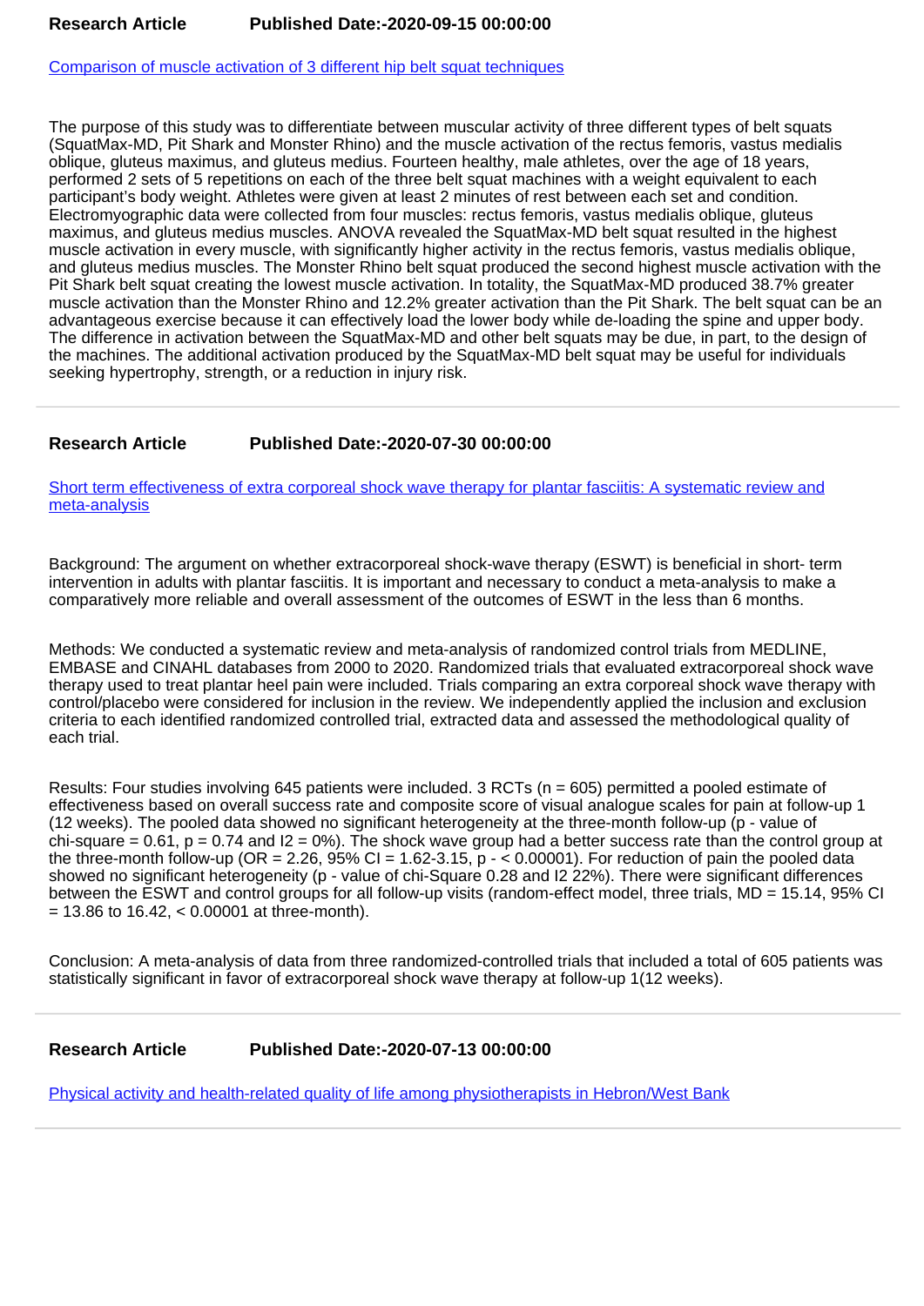**Research Article** **Published Date:-2020-09-15 00:00:00**

[Comparison of muscle activation of 3 different hip belt squat techniques]

The purpose of this study was to differentiate between muscular activity of three different types of belt squats (SquatMax-MD, Pit Shark and Monster Rhino) and the muscle activation of the rectus femoris, vastus medialis oblique, gluteus maximus, and gluteus medius. Fourteen healthy, male athletes, over the age of 18 years, performed 2 sets of 5 repetitions on each of the three belt squat machines with a weight equivalent to each participant's body weight. Athletes were given at least 2 minutes of rest between each set and condition. Electromyographic data were collected from four muscles: rectus femoris, vastus medialis oblique, gluteus maximus, and gluteus medius muscles. ANOVA revealed the SquatMax-MD belt squat resulted in the highest muscle activation in every muscle, with significantly higher activity in the rectus femoris, vastus medialis oblique, and gluteus medius muscles. The Monster Rhino belt squat produced the second highest muscle activation with the Pit Shark belt squat creating the lowest muscle activation. In totality, the SquatMax-MD produced 38.7% greater muscle activation than the Monster Rhino and 12.2% greater activation than the Pit Shark. The belt squat can be an advantageous exercise because it can effectively load the lower body while de-loading the spine and upper body. The difference in activation between the SquatMax-MD and other belt squats may be due, in part, to the design of the machines. The additional activation produced by the SquatMax-MD belt squat may be useful for individuals seeking hypertrophy, strength, or a reduction in injury risk.

---

**Research Article** **Published Date:-2020-07-30 00:00:00**

[Short term effectiveness of extra corporeal shock wave therapy for plantar fasciitis: A systematic review and meta-analysis]

Background: The argument on whether extracorporeal shock-wave therapy (ESWT) is beneficial in short- term intervention in adults with plantar fasciitis. It is important and necessary to conduct a meta-analysis to make a comparatively more reliable and overall assessment of the outcomes of ESWT in the less than 6 months.

Methods: We conducted a systematic review and meta-analysis of randomized control trials from MEDLINE, EMBASE and CINAHL databases from 2000 to 2020. Randomized trials that evaluated extracorporeal shock wave therapy used to treat plantar heel pain were included. Trials comparing an extra corporeal shock wave therapy with control/placebo were considered for inclusion in the review. We independently applied the inclusion and exclusion criteria to each identified randomized controlled trial, extracted data and assessed the methodological quality of each trial.

Results: Four studies involving 645 patients were included. 3 RCTs ($n = 605$) permitted a pooled estimate of effectiveness based on overall success rate and composite score of visual analogue scales for pain at follow-up 1 (12 weeks). The pooled data showed no significant heterogeneity at the three-month follow-up (p - value of chi-square = 0.61, $p = 0.74$ and $I^2 = 0\%$). The shock wave group had a better success rate than the control group at the three-month follow-up (OR = 2.26, 95% CI = 1.62-3.15, p - < 0.00001). For reduction of pain the pooled data showed no significant heterogeneity (p - value of chi-Square 0.28 and $I^2$ 22%). There were significant differences between the ESWT and control groups for all follow-up visits (random-effect model, three trials, MD = 15.14, 95% CI = 13.86 to 16.42, < 0.00001 at three-month).

Conclusion: A meta-analysis of data from three randomized-controlled trials that included a total of 605 patients was statistically significant in favor of extracorporeal shock wave therapy at follow-up 1(12 weeks).

---

**Research Article** **Published Date:-2020-07-13 00:00:00**

[Physical activity and health-related quality of life among physiotherapists in Hebron/West Bank]

---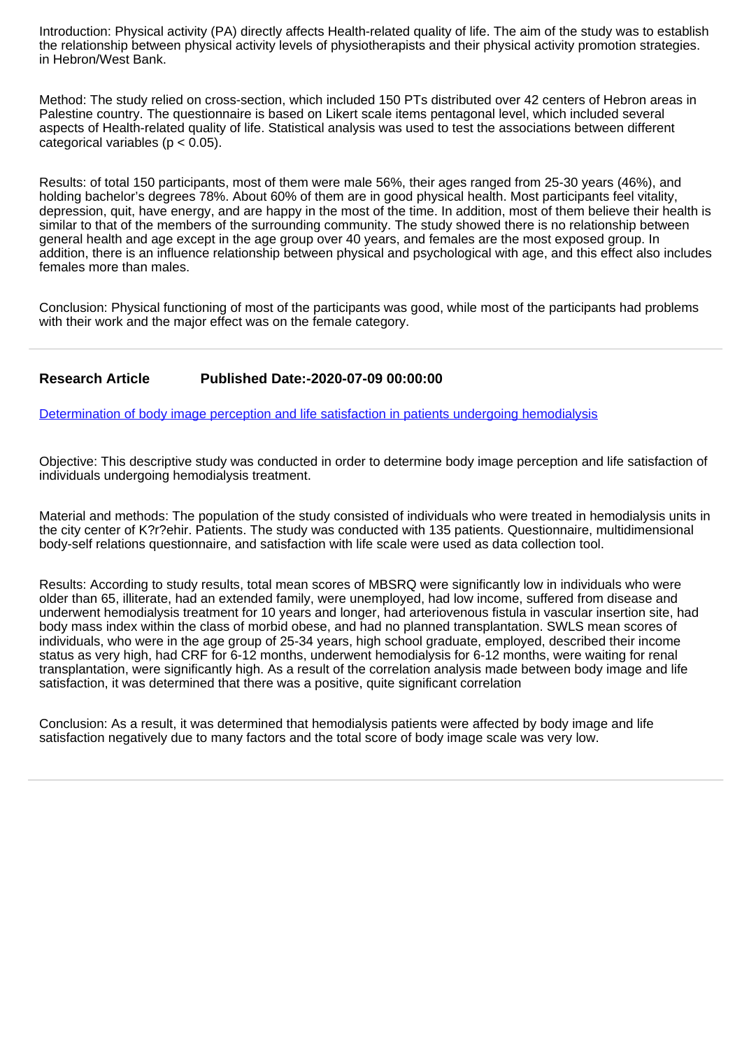Introduction: Physical activity (PA) directly affects Health-related quality of life. The aim of the study was to establish the relationship between physical activity levels of physiotherapists and their physical activity promotion strategies. in Hebron/West Bank.

Method: The study relied on cross-section, which included 150 PTs distributed over 42 centers of Hebron areas in Palestine country. The questionnaire is based on Likert scale items pentagonal level, which included several aspects of Health-related quality of life. Statistical analysis was used to test the associations between different categorical variables ($p < 0.05$).

Results: of total 150 participants, most of them were male 56%, their ages ranged from 25-30 years (46%), and holding bachelor's degrees 78%. About 60% of them are in good physical health. Most participants feel vitality, depression, quit, have energy, and are happy in the most of the time. In addition, most of them believe their health is similar to that of the members of the surrounding community. The study showed there is no relationship between general health and age except in the age group over 40 years, and females are the most exposed group. In addition, there is an influence relationship between physical and psychological with age, and this effect also includes females more than males.

Conclusion: Physical functioning of most of the participants was good, while most of the participants had problems with their work and the major effect was on the female category.

---

**Research Article** **Published Date:-2020-07-09 00:00:00**

[Determination of body image perception and life satisfaction in patients undergoing hemodialysis]

Objective: This descriptive study was conducted in order to determine body image perception and life satisfaction of individuals undergoing hemodialysis treatment.

Material and methods: The population of the study consisted of individuals who were treated in hemodialysis units in the city center of K?r?ehir. Patients. The study was conducted with 135 patients. Questionnaire, multidimensional body-self relations questionnaire, and satisfaction with life scale were used as data collection tool.

Results: According to study results, total mean scores of MBSRQ were significantly low in individuals who were older than 65, illiterate, had an extended family, were unemployed, had low income, suffered from disease and underwent hemodialysis treatment for 10 years and longer, had arteriovenous fistula in vascular insertion site, had body mass index within the class of morbid obese, and had no planned transplantation. SWLS mean scores of individuals, who were in the age group of 25-34 years, high school graduate, employed, described their income status as very high, had CRF for 6-12 months, underwent hemodialysis for 6-12 months, were waiting for renal transplantation, were significantly high. As a result of the correlation analysis made between body image and life satisfaction, it was determined that there was a positive, quite significant correlation

Conclusion: As a result, it was determined that hemodialysis patients were affected by body image and life satisfaction negatively due to many factors and the total score of body image scale was very low.

---